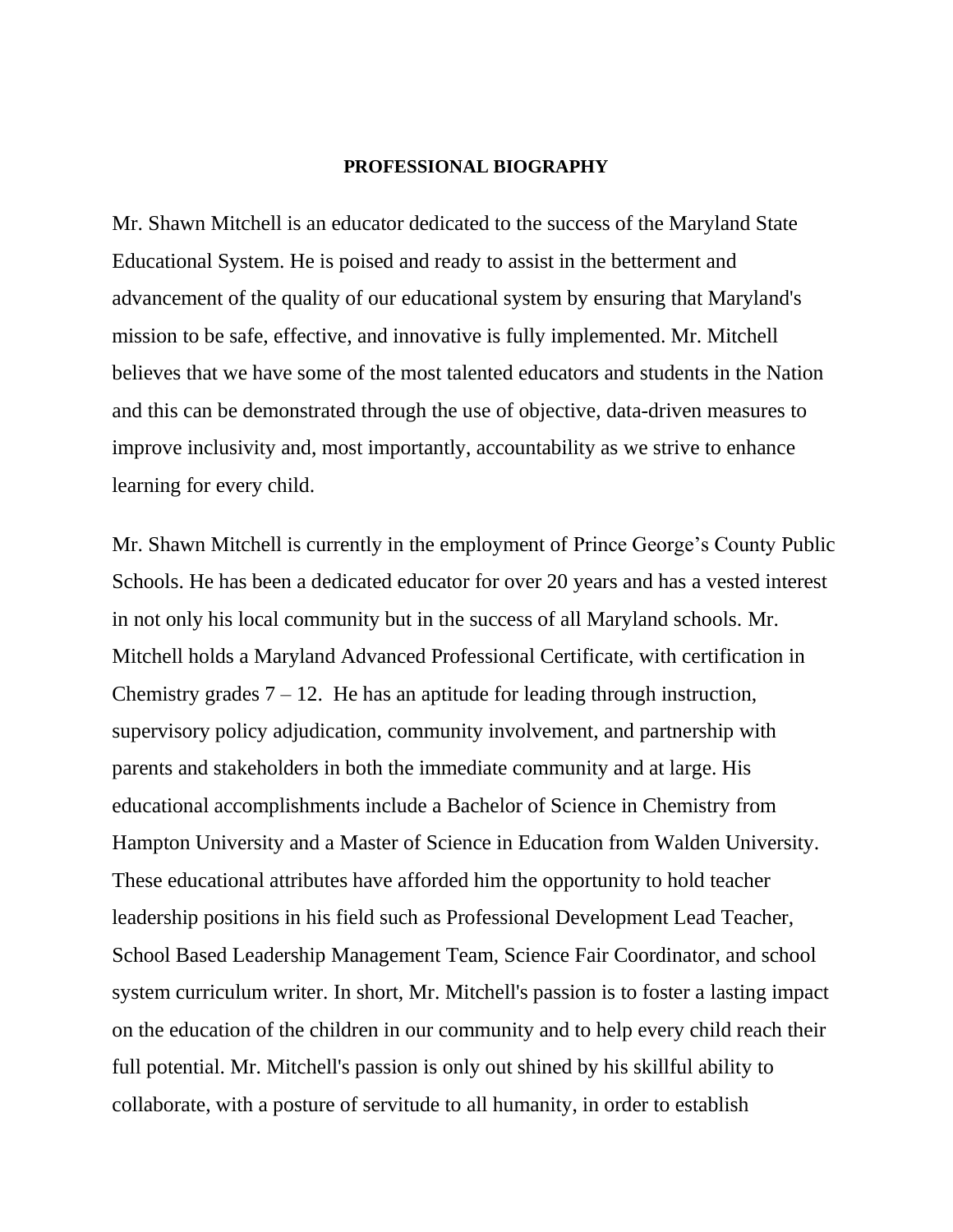**PROFESSIONAL BIOGRAPHY**

Mr. Shawn Mitchell is an educator dedicated to the success of the Maryland State Educational System. He is poised and ready to assist in the betterment and advancement of the quality of our educational system by ensuring that Maryland's mission to be safe, effective, and innovative is fully implemented. Mr. Mitchell believes that we have some of the most talented educators and students in the Nation and this can be demonstrated through the use of objective, data-driven measures to improve inclusivity and, most importantly, accountability as we strive to enhance learning for every child.

Mr. Shawn Mitchell is currently in the employment of Prince George's County Public Schools. He has been a dedicated educator for over 20 years and has a vested interest in not only his local community but in the success of all Maryland schools. Mr. Mitchell holds a Maryland Advanced Professional Certificate, with certification in Chemistry grades 7 – 12. He has an aptitude for leading through instruction, supervisory policy adjudication, community involvement, and partnership with parents and stakeholders in both the immediate community and at large. His educational accomplishments include a Bachelor of Science in Chemistry from Hampton University and a Master of Science in Education from Walden University. These educational attributes have afforded him the opportunity to hold teacher leadership positions in his field such as Professional Development Lead Teacher, School Based Leadership Management Team, Science Fair Coordinator, and school system curriculum writer. In short, Mr. Mitchell's passion is to foster a lasting impact on the education of the children in our community and to help every child reach their full potential. Mr. Mitchell's passion is only out shined by his skillful ability to collaborate, with a posture of servitude to all humanity, in order to establish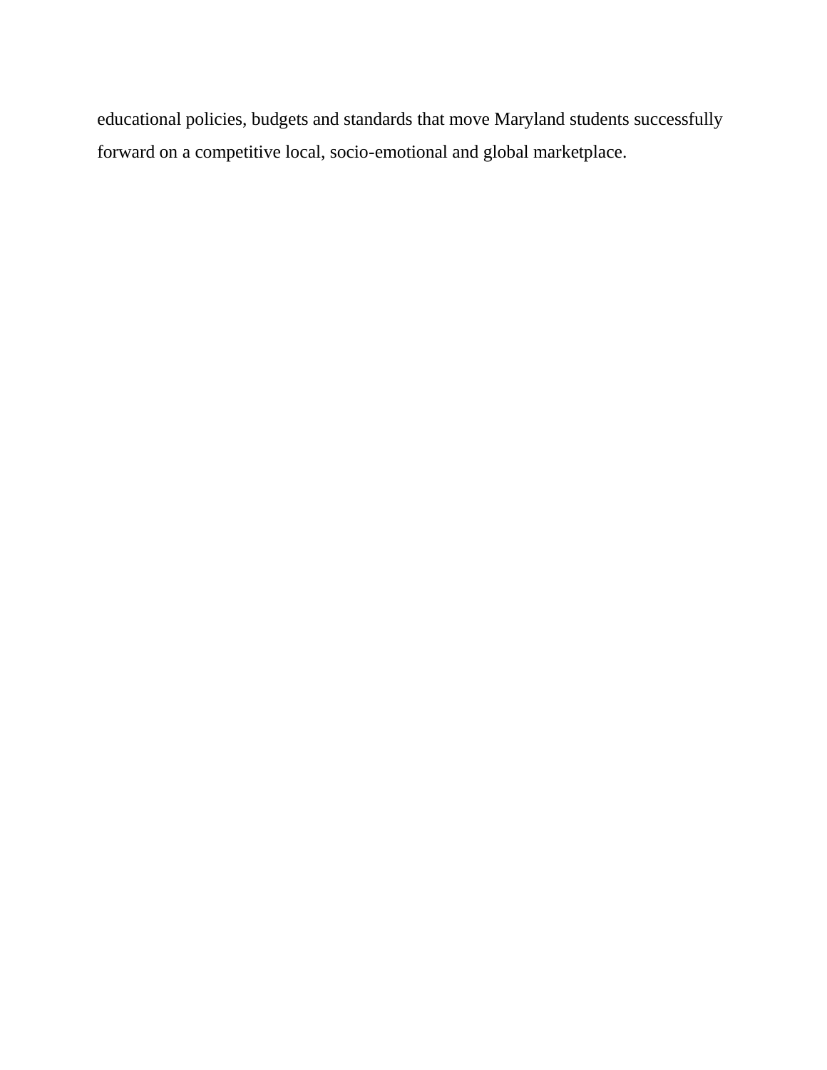educational policies, budgets and standards that move Maryland students successfully forward on a competitive local, socio-emotional and global marketplace.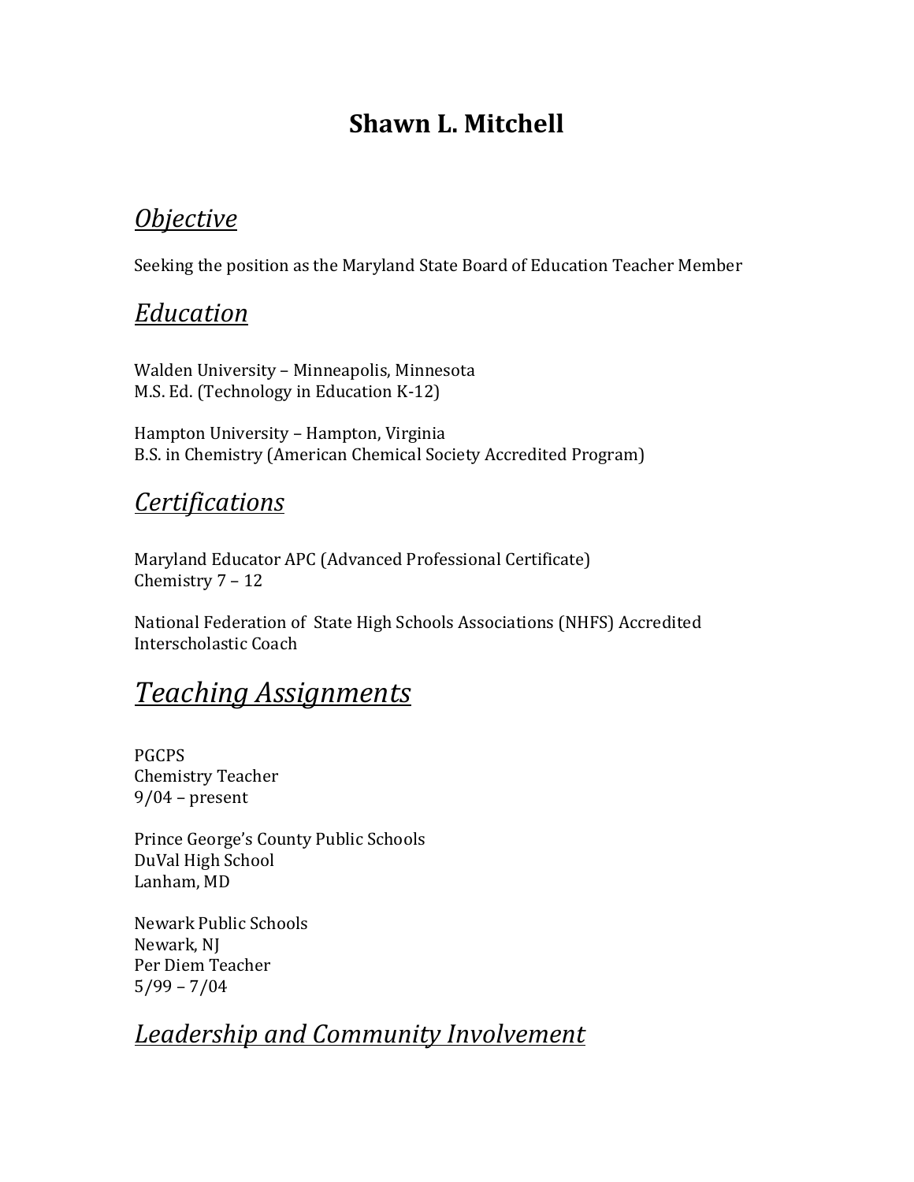# Shawn L. Mitchell

## *Objective*

Seeking the position as the Maryland State Board of Education Teacher Member

## *Education*

Walden University – Minneapolis, Minnesota
M.S. Ed. (Technology in Education K-12)

Hampton University – Hampton, Virginia
B.S. in Chemistry (American Chemical Society Accredited Program)

## *Certifications*

Maryland Educator APC (Advanced Professional Certificate)
Chemistry 7 – 12

National Federation of State High Schools Associations (NHFS) Accredited Interscholastic Coach

## *Teaching Assignments*

PGCPS
Chemistry Teacher
9/04 – present

Prince George's County Public Schools
DuVal High School
Lanham, MD

Newark Public Schools
Newark, NJ
Per Diem Teacher
5/99 – 7/04

## *Leadership and Community Involvement*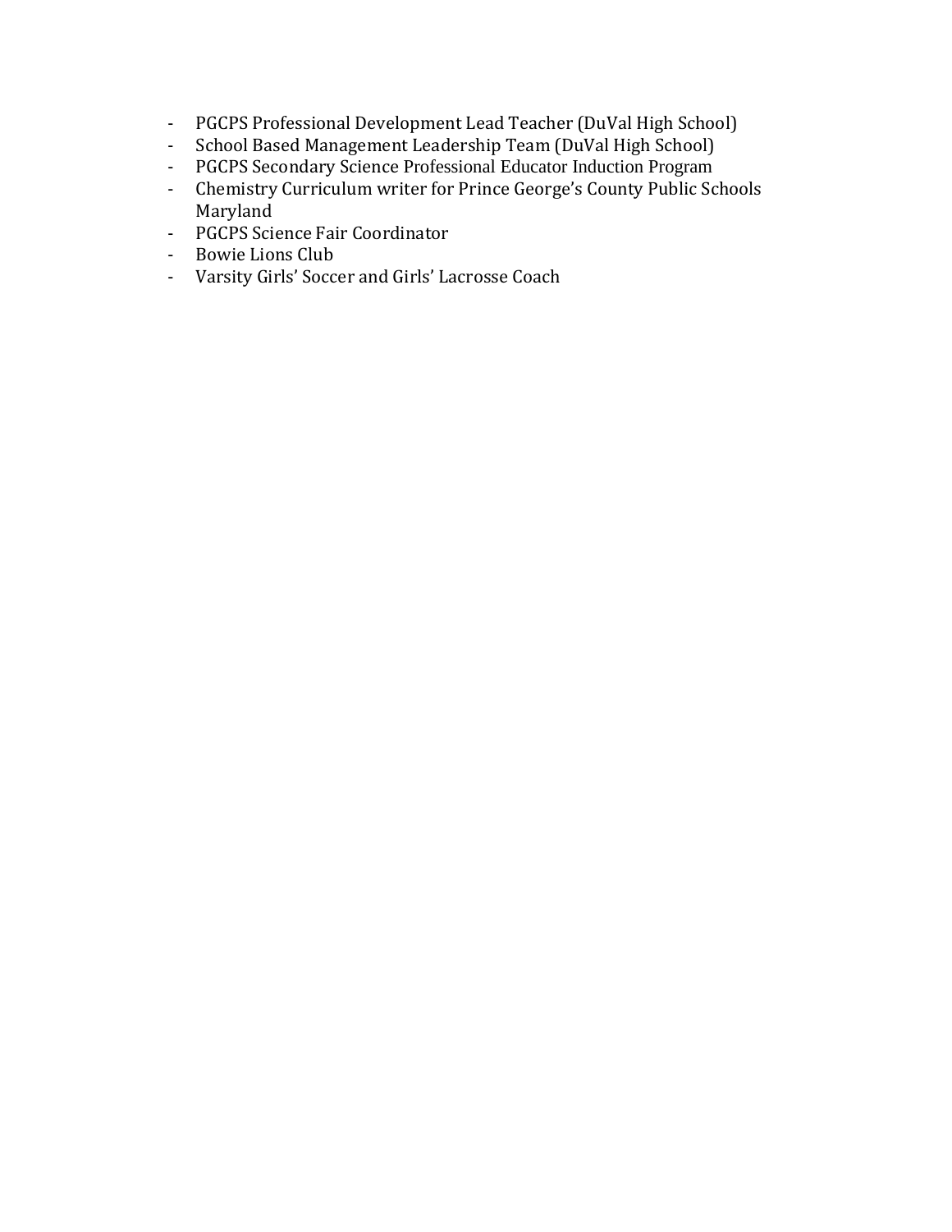- PGCPS Professional Development Lead Teacher (DuVal High School)
- School Based Management Leadership Team (DuVal High School)
- PGCPS Secondary Science Professional Educator Induction Program
- Chemistry Curriculum writer for Prince George's County Public Schools Maryland
- PGCPS Science Fair Coordinator
- Bowie Lions Club
- Varsity Girls' Soccer and Girls' Lacrosse Coach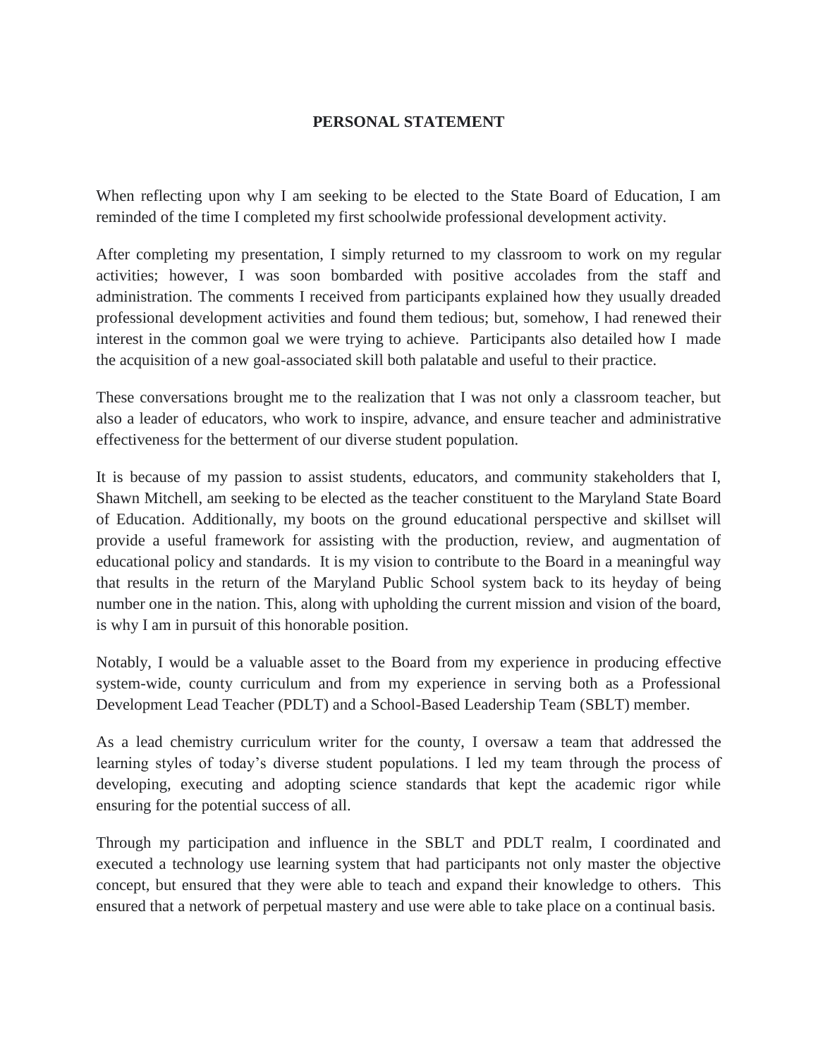# PERSONAL STATEMENT

When reflecting upon why I am seeking to be elected to the State Board of Education, I am reminded of the time I completed my first schoolwide professional development activity.

After completing my presentation, I simply returned to my classroom to work on my regular activities; however, I was soon bombarded with positive accolades from the staff and administration. The comments I received from participants explained how they usually dreaded professional development activities and found them tedious; but, somehow, I had renewed their interest in the common goal we were trying to achieve. Participants also detailed how I made the acquisition of a new goal-associated skill both palatable and useful to their practice.

These conversations brought me to the realization that I was not only a classroom teacher, but also a leader of educators, who work to inspire, advance, and ensure teacher and administrative effectiveness for the betterment of our diverse student population.

It is because of my passion to assist students, educators, and community stakeholders that I, Shawn Mitchell, am seeking to be elected as the teacher constituent to the Maryland State Board of Education. Additionally, my boots on the ground educational perspective and skillset will provide a useful framework for assisting with the production, review, and augmentation of educational policy and standards. It is my vision to contribute to the Board in a meaningful way that results in the return of the Maryland Public School system back to its heyday of being number one in the nation. This, along with upholding the current mission and vision of the board, is why I am in pursuit of this honorable position.

Notably, I would be a valuable asset to the Board from my experience in producing effective system-wide, county curriculum and from my experience in serving both as a Professional Development Lead Teacher (PDLT) and a School-Based Leadership Team (SBLT) member.

As a lead chemistry curriculum writer for the county, I oversaw a team that addressed the learning styles of today's diverse student populations. I led my team through the process of developing, executing and adopting science standards that kept the academic rigor while ensuring for the potential success of all.

Through my participation and influence in the SBLT and PDLT realm, I coordinated and executed a technology use learning system that had participants not only master the objective concept, but ensured that they were able to teach and expand their knowledge to others. This ensured that a network of perpetual mastery and use were able to take place on a continual basis.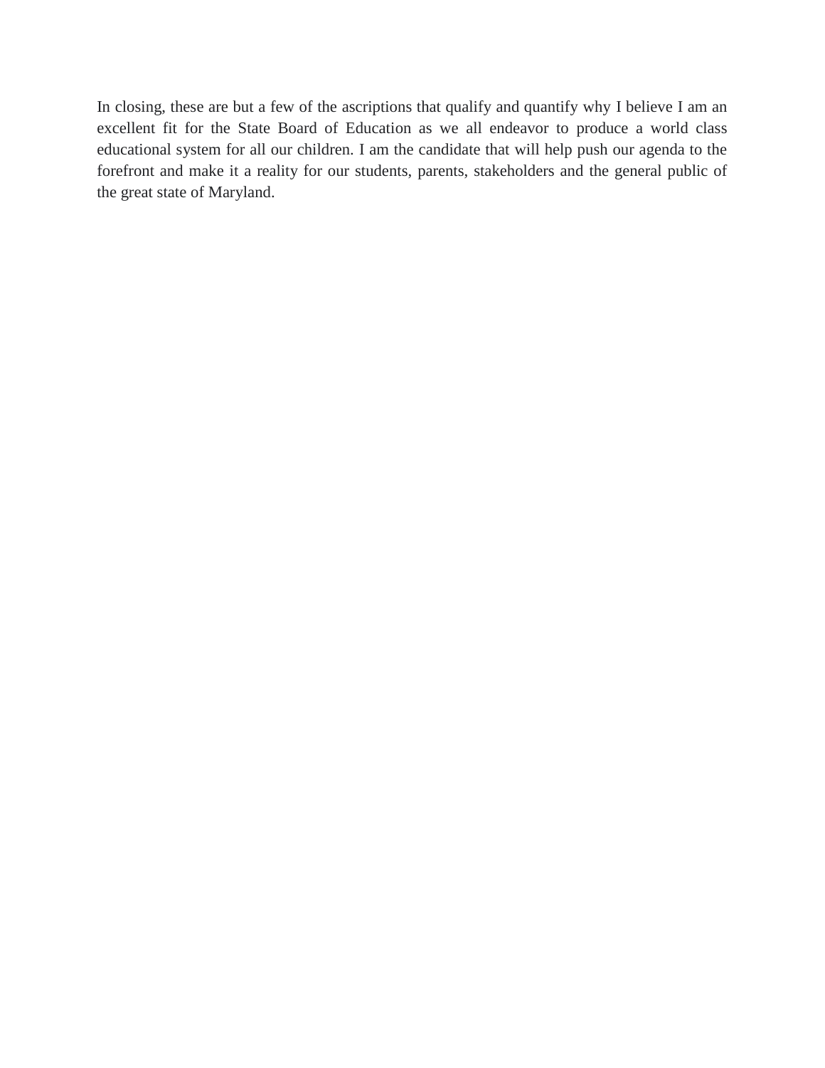In closing, these are but a few of the ascriptions that qualify and quantify why I believe I am an excellent fit for the State Board of Education as we all endeavor to produce a world class educational system for all our children. I am the candidate that will help push our agenda to the forefront and make it a reality for our students, parents, stakeholders and the general public of the great state of Maryland.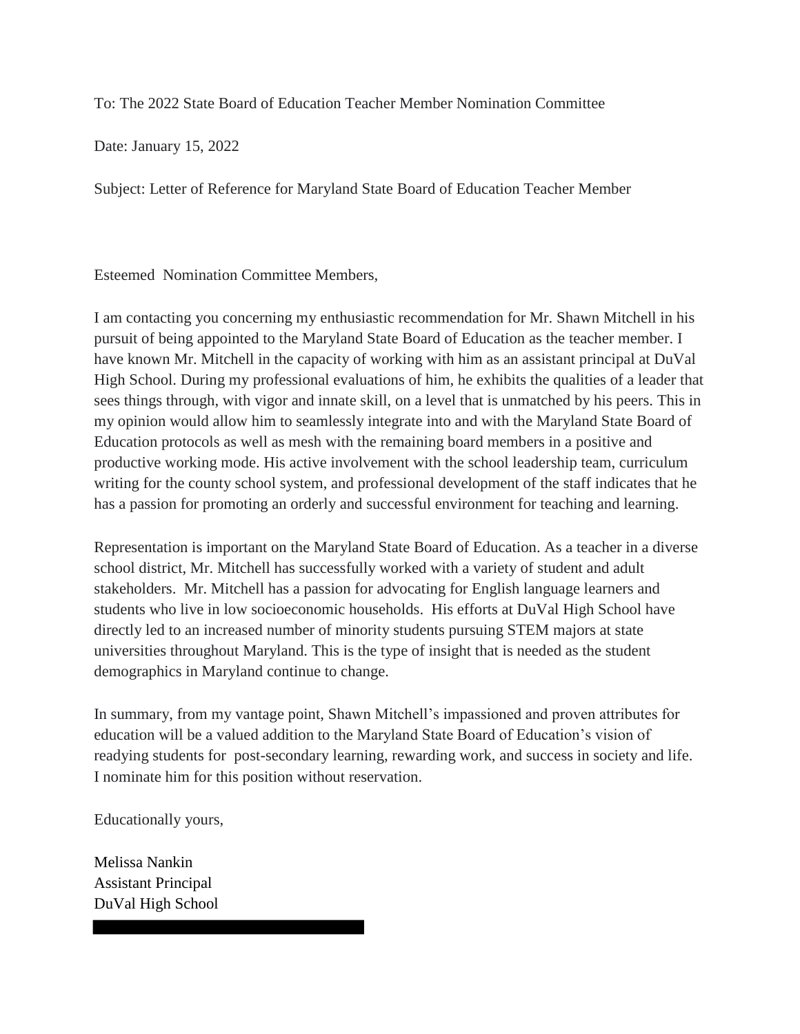To: The 2022 State Board of Education Teacher Member Nomination Committee

Date: January 15, 2022

Subject: Letter of Reference for Maryland State Board of Education Teacher Member

Esteemed Nomination Committee Members,

I am contacting you concerning my enthusiastic recommendation for Mr. Shawn Mitchell in his pursuit of being appointed to the Maryland State Board of Education as the teacher member. I have known Mr. Mitchell in the capacity of working with him as an assistant principal at DuVal High School. During my professional evaluations of him, he exhibits the qualities of a leader that sees things through, with vigor and innate skill, on a level that is unmatched by his peers. This in my opinion would allow him to seamlessly integrate into and with the Maryland State Board of Education protocols as well as mesh with the remaining board members in a positive and productive working mode. His active involvement with the school leadership team, curriculum writing for the county school system, and professional development of the staff indicates that he has a passion for promoting an orderly and successful environment for teaching and learning.

Representation is important on the Maryland State Board of Education. As a teacher in a diverse school district, Mr. Mitchell has successfully worked with a variety of student and adult stakeholders. Mr. Mitchell has a passion for advocating for English language learners and students who live in low socioeconomic households. His efforts at DuVal High School have directly led to an increased number of minority students pursuing STEM majors at state universities throughout Maryland. This is the type of insight that is needed as the student demographics in Maryland continue to change.

In summary, from my vantage point, Shawn Mitchell's impassioned and proven attributes for education will be a valued addition to the Maryland State Board of Education's vision of readying students for post-secondary learning, rewarding work, and success in society and life. I nominate him for this position without reservation.

Educationally yours,

Melissa Nankin
Assistant Principal
DuVal High School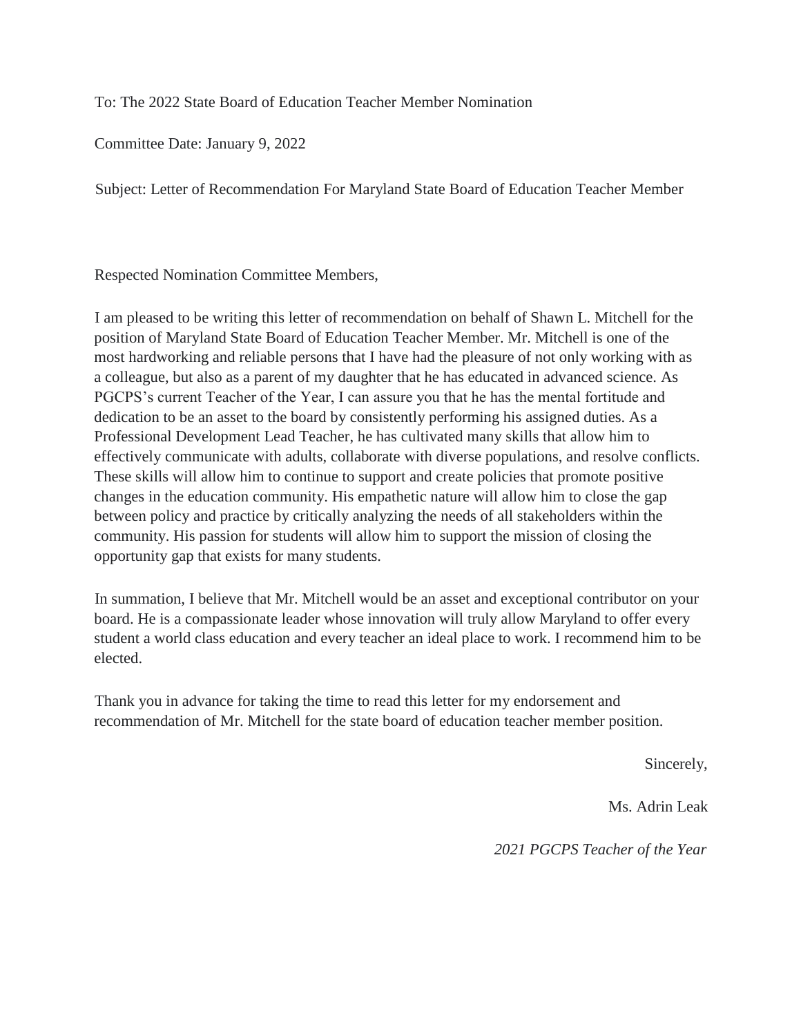To: The 2022 State Board of Education Teacher Member Nomination

Committee Date: January 9, 2022

Subject: Letter of Recommendation For Maryland State Board of Education Teacher Member

Respected Nomination Committee Members,

I am pleased to be writing this letter of recommendation on behalf of Shawn L. Mitchell for the position of Maryland State Board of Education Teacher Member. Mr. Mitchell is one of the most hardworking and reliable persons that I have had the pleasure of not only working with as a colleague, but also as a parent of my daughter that he has educated in advanced science. As PGCPS's current Teacher of the Year, I can assure you that he has the mental fortitude and dedication to be an asset to the board by consistently performing his assigned duties. As a Professional Development Lead Teacher, he has cultivated many skills that allow him to effectively communicate with adults, collaborate with diverse populations, and resolve conflicts. These skills will allow him to continue to support and create policies that promote positive changes in the education community. His empathetic nature will allow him to close the gap between policy and practice by critically analyzing the needs of all stakeholders within the community. His passion for students will allow him to support the mission of closing the opportunity gap that exists for many students.

In summation, I believe that Mr. Mitchell would be an asset and exceptional contributor on your board. He is a compassionate leader whose innovation will truly allow Maryland to offer every student a world class education and every teacher an ideal place to work. I recommend him to be elected.

Thank you in advance for taking the time to read this letter for my endorsement and recommendation of Mr. Mitchell for the state board of education teacher member position.

Sincerely,

Ms. Adrin Leak

*2021 PGCPS Teacher of the Year*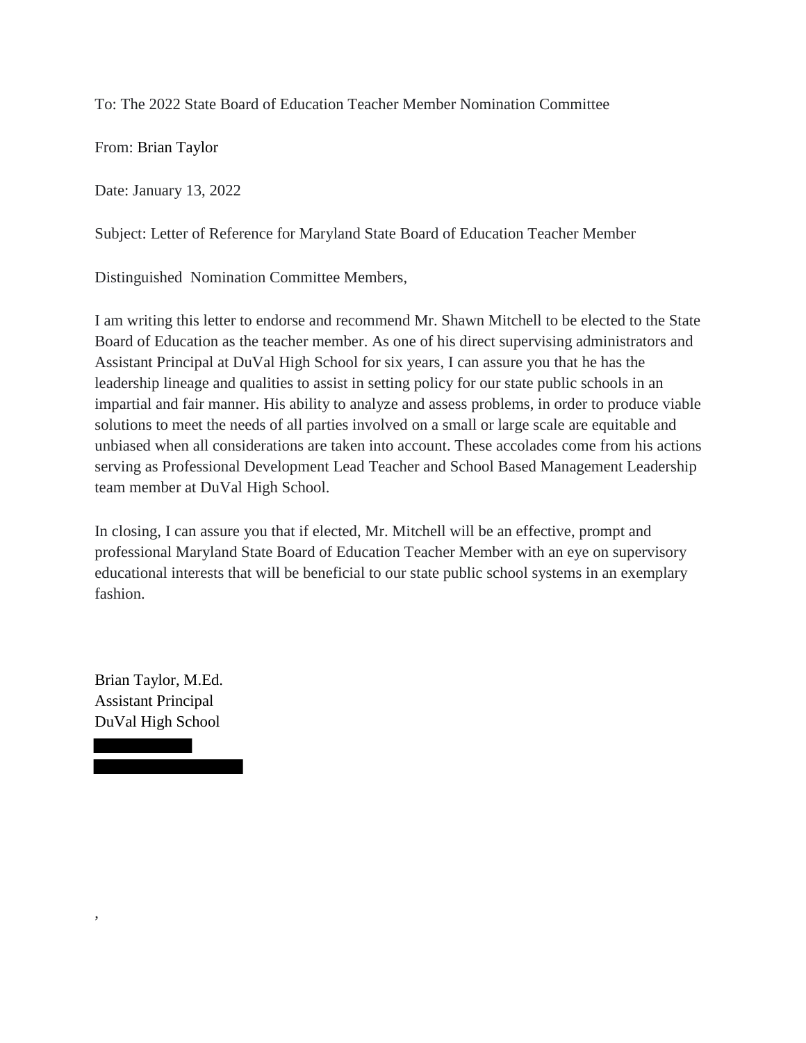To: The 2022 State Board of Education Teacher Member Nomination Committee

From: Brian Taylor

Date: January 13, 2022

Subject: Letter of Reference for Maryland State Board of Education Teacher Member

Distinguished Nomination Committee Members,

I am writing this letter to endorse and recommend Mr. Shawn Mitchell to be elected to the State Board of Education as the teacher member. As one of his direct supervising administrators and Assistant Principal at DuVal High School for six years, I can assure you that he has the leadership lineage and qualities to assist in setting policy for our state public schools in an impartial and fair manner. His ability to analyze and assess problems, in order to produce viable solutions to meet the needs of all parties involved on a small or large scale are equitable and unbiased when all considerations are taken into account. These accolades come from his actions serving as Professional Development Lead Teacher and School Based Management Leadership team member at DuVal High School.

In closing, I can assure you that if elected, Mr. Mitchell will be an effective, prompt and professional Maryland State Board of Education Teacher Member with an eye on supervisory educational interests that will be beneficial to our state public school systems in an exemplary fashion.

Brian Taylor, M.Ed.
Assistant Principal
DuVal High School

,